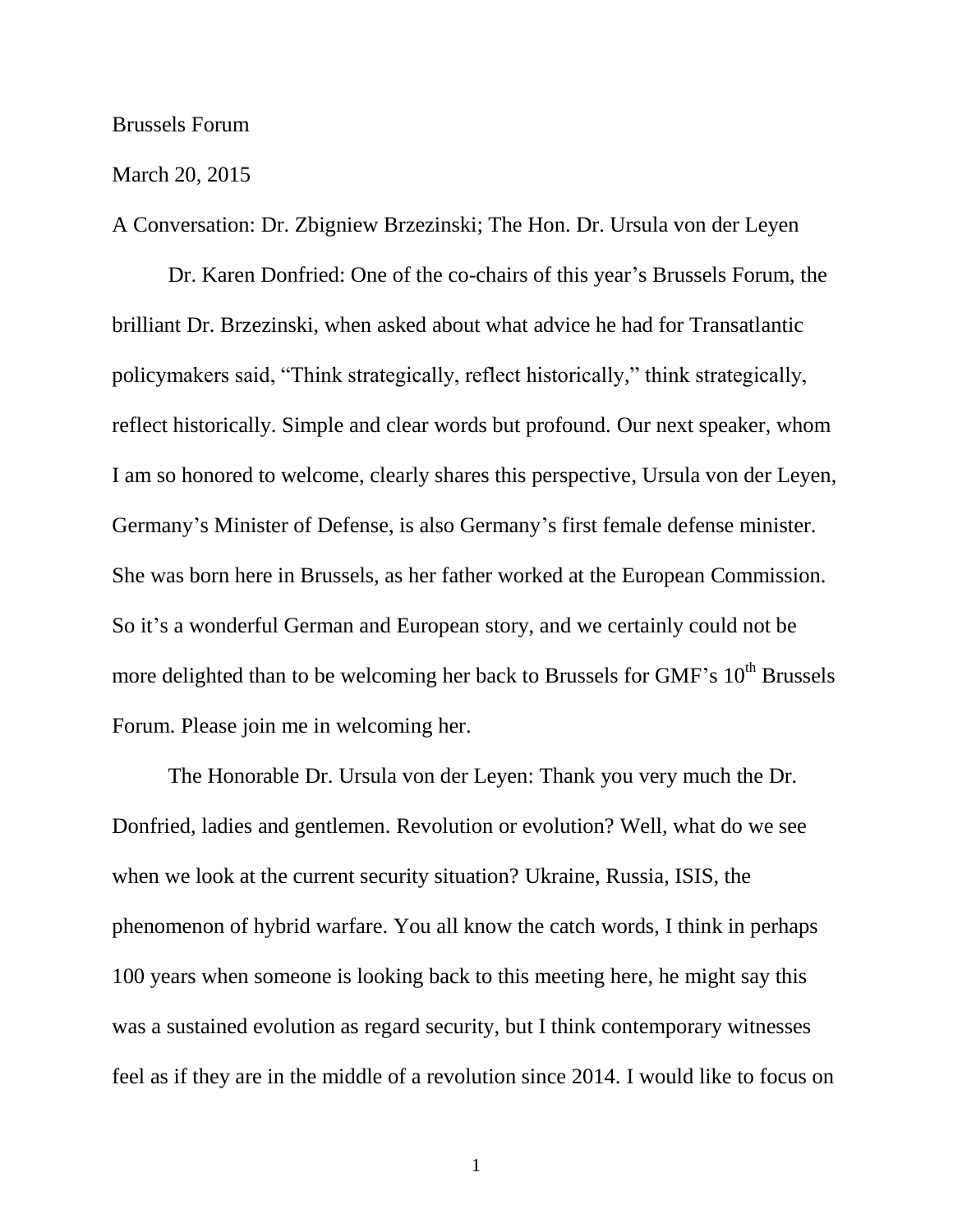Brussels Forum

March 20, 2015

A Conversation: Dr. Zbigniew Brzezinski; The Hon. Dr. Ursula von der Leyen

Dr. Karen Donfried: One of the co-chairs of this year's Brussels Forum, the brilliant Dr. Brzezinski, when asked about what advice he had for Transatlantic policymakers said, "Think strategically, reflect historically," think strategically, reflect historically. Simple and clear words but profound. Our next speaker, whom I am so honored to welcome, clearly shares this perspective, Ursula von der Leyen, Germany's Minister of Defense, is also Germany's first female defense minister. She was born here in Brussels, as her father worked at the European Commission. So it's a wonderful German and European story, and we certainly could not be more delighted than to be welcoming her back to Brussels for GMF's 10th Brussels Forum. Please join me in welcoming her.

The Honorable Dr. Ursula von der Leyen: Thank you very much the Dr. Donfried, ladies and gentlemen. Revolution or evolution? Well, what do we see when we look at the current security situation? Ukraine, Russia, ISIS, the phenomenon of hybrid warfare. You all know the catch words, I think in perhaps 100 years when someone is looking back to this meeting here, he might say this was a sustained evolution as regard security, but I think contemporary witnesses feel as if they are in the middle of a revolution since 2014. I would like to focus on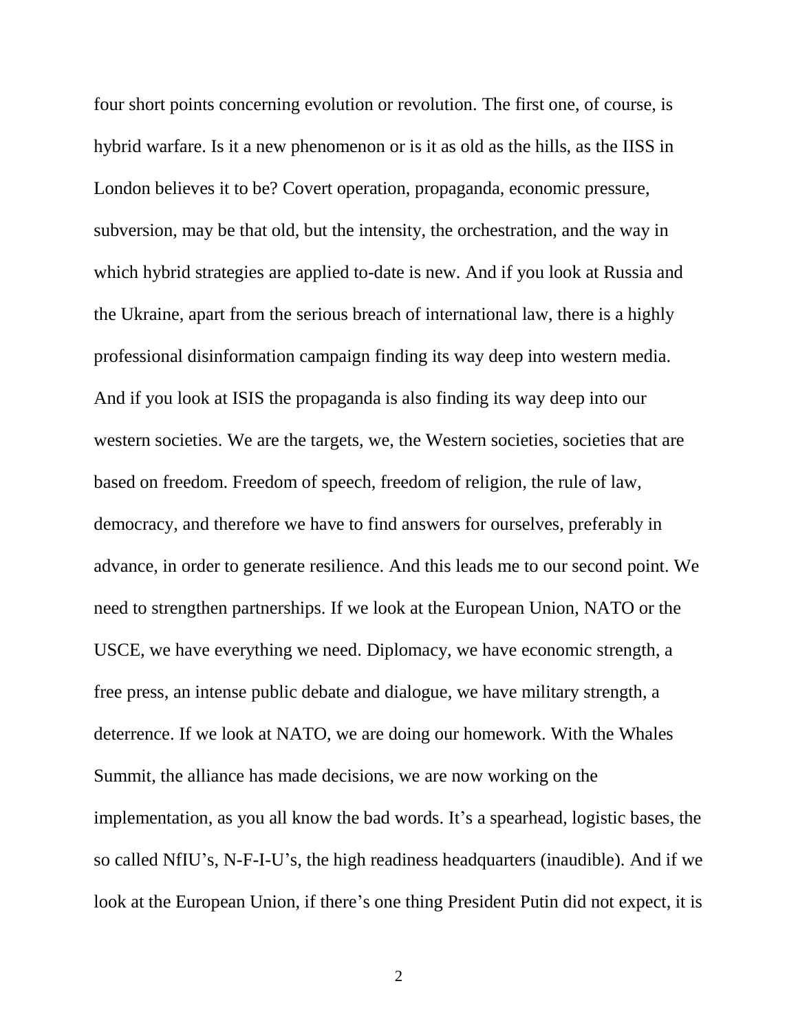four short points concerning evolution or revolution. The first one, of course, is hybrid warfare. Is it a new phenomenon or is it as old as the hills, as the IISS in London believes it to be? Covert operation, propaganda, economic pressure, subversion, may be that old, but the intensity, the orchestration, and the way in which hybrid strategies are applied to-date is new. And if you look at Russia and the Ukraine, apart from the serious breach of international law, there is a highly professional disinformation campaign finding its way deep into western media. And if you look at ISIS the propaganda is also finding its way deep into our western societies. We are the targets, we, the Western societies, societies that are based on freedom. Freedom of speech, freedom of religion, the rule of law, democracy, and therefore we have to find answers for ourselves, preferably in advance, in order to generate resilience. And this leads me to our second point. We need to strengthen partnerships. If we look at the European Union, NATO or the USCE, we have everything we need. Diplomacy, we have economic strength, a free press, an intense public debate and dialogue, we have military strength, a deterrence. If we look at NATO, we are doing our homework. With the Whales Summit, the alliance has made decisions, we are now working on the implementation, as you all know the bad words. It's a spearhead, logistic bases, the so called NfIU's, N-F-I-U's, the high readiness headquarters (inaudible). And if we look at the European Union, if there's one thing President Putin did not expect, it is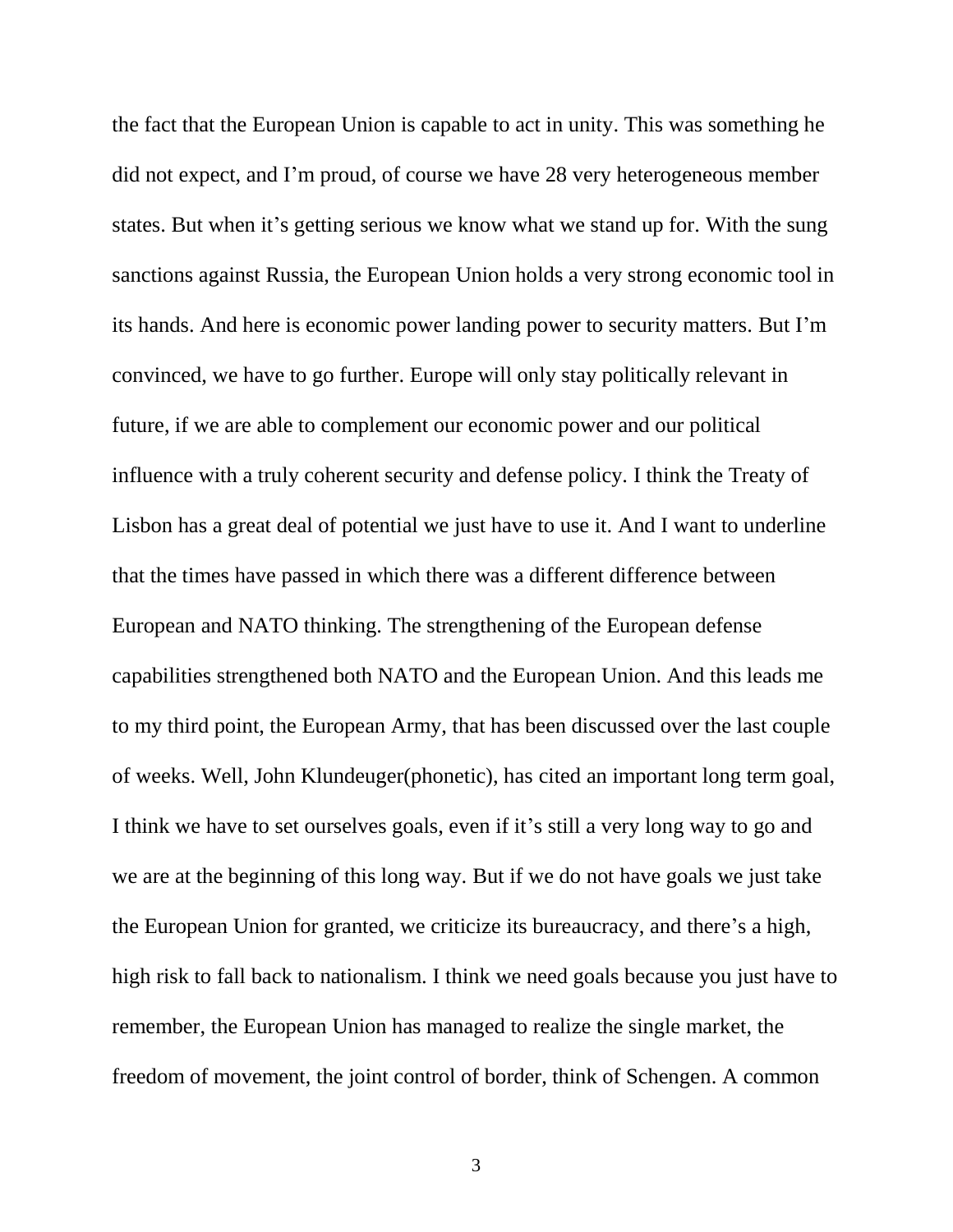the fact that the European Union is capable to act in unity. This was something he did not expect, and I'm proud, of course we have 28 very heterogeneous member states. But when it's getting serious we know what we stand up for. With the sung sanctions against Russia, the European Union holds a very strong economic tool in its hands. And here is economic power landing power to security matters. But I'm convinced, we have to go further. Europe will only stay politically relevant in future, if we are able to complement our economic power and our political influence with a truly coherent security and defense policy. I think the Treaty of Lisbon has a great deal of potential we just have to use it. And I want to underline that the times have passed in which there was a different difference between European and NATO thinking. The strengthening of the European defense capabilities strengthened both NATO and the European Union. And this leads me to my third point, the European Army, that has been discussed over the last couple of weeks. Well, John Klundeuger(phonetic), has cited an important long term goal, I think we have to set ourselves goals, even if it's still a very long way to go and we are at the beginning of this long way. But if we do not have goals we just take the European Union for granted, we criticize its bureaucracy, and there's a high, high risk to fall back to nationalism. I think we need goals because you just have to remember, the European Union has managed to realize the single market, the freedom of movement, the joint control of border, think of Schengen. A common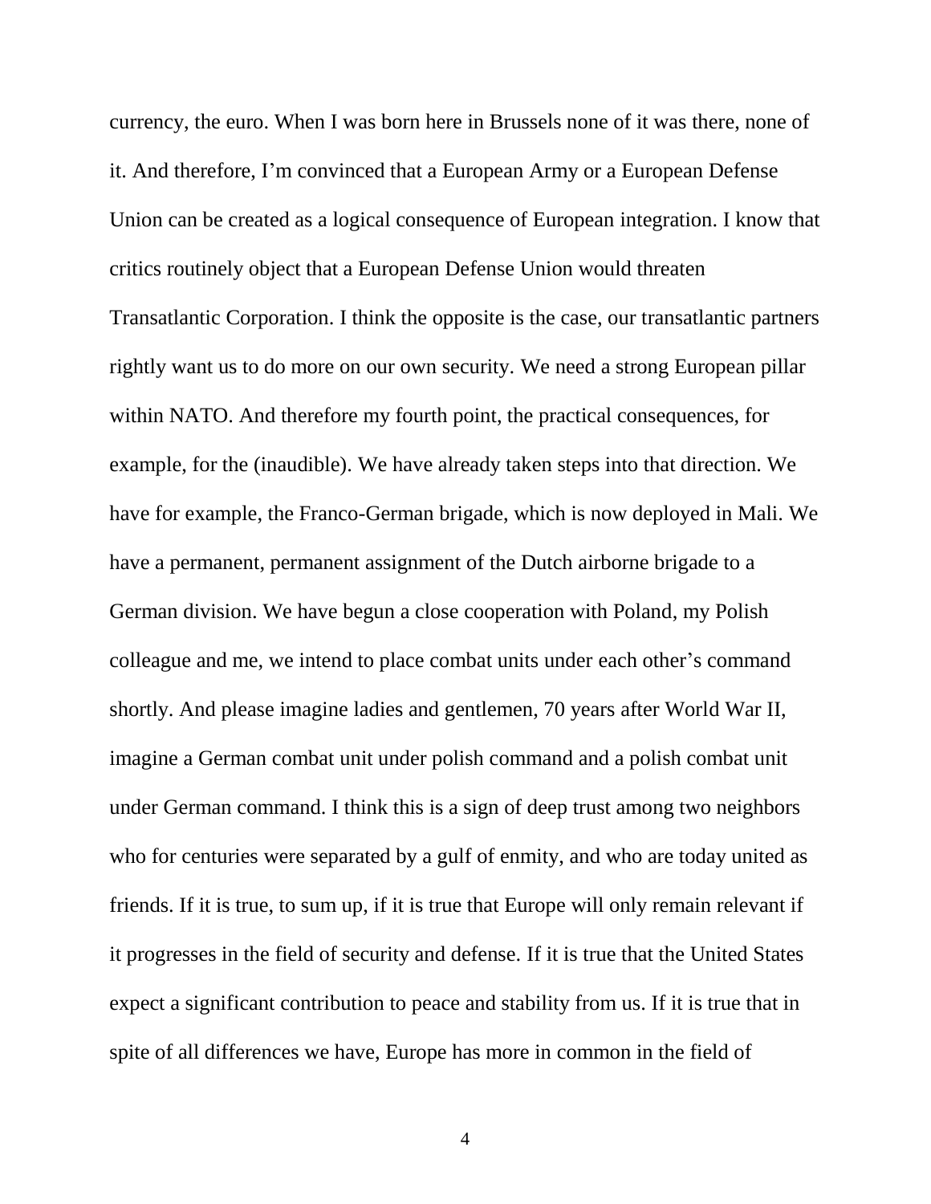currency, the euro. When I was born here in Brussels none of it was there, none of it. And therefore, I'm convinced that a European Army or a European Defense Union can be created as a logical consequence of European integration. I know that critics routinely object that a European Defense Union would threaten Transatlantic Corporation. I think the opposite is the case, our transatlantic partners rightly want us to do more on our own security. We need a strong European pillar within NATO. And therefore my fourth point, the practical consequences, for example, for the (inaudible). We have already taken steps into that direction. We have for example, the Franco-German brigade, which is now deployed in Mali. We have a permanent, permanent assignment of the Dutch airborne brigade to a German division. We have begun a close cooperation with Poland, my Polish colleague and me, we intend to place combat units under each other's command shortly. And please imagine ladies and gentlemen, 70 years after World War II, imagine a German combat unit under polish command and a polish combat unit under German command. I think this is a sign of deep trust among two neighbors who for centuries were separated by a gulf of enmity, and who are today united as friends. If it is true, to sum up, if it is true that Europe will only remain relevant if it progresses in the field of security and defense. If it is true that the United States expect a significant contribution to peace and stability from us. If it is true that in spite of all differences we have, Europe has more in common in the field of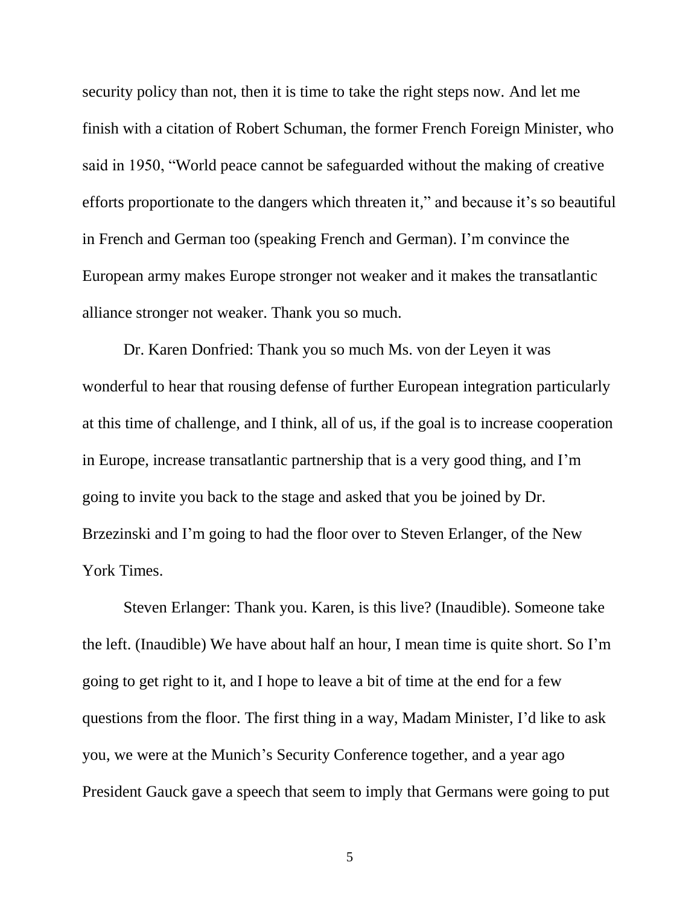security policy than not, then it is time to take the right steps now. And let me finish with a citation of Robert Schuman, the former French Foreign Minister, who said in 1950, "World peace cannot be safeguarded without the making of creative efforts proportionate to the dangers which threaten it," and because it's so beautiful in French and German too (speaking French and German). I'm convince the European army makes Europe stronger not weaker and it makes the transatlantic alliance stronger not weaker. Thank you so much.

Dr. Karen Donfried: Thank you so much Ms. von der Leyen it was wonderful to hear that rousing defense of further European integration particularly at this time of challenge, and I think, all of us, if the goal is to increase cooperation in Europe, increase transatlantic partnership that is a very good thing, and I'm going to invite you back to the stage and asked that you be joined by Dr. Brzezinski and I'm going to had the floor over to Steven Erlanger, of the New York Times.

Steven Erlanger: Thank you. Karen, is this live? (Inaudible). Someone take the left. (Inaudible) We have about half an hour, I mean time is quite short. So I'm going to get right to it, and I hope to leave a bit of time at the end for a few questions from the floor. The first thing in a way, Madam Minister, I'd like to ask you, we were at the Munich's Security Conference together, and a year ago President Gauck gave a speech that seem to imply that Germans were going to put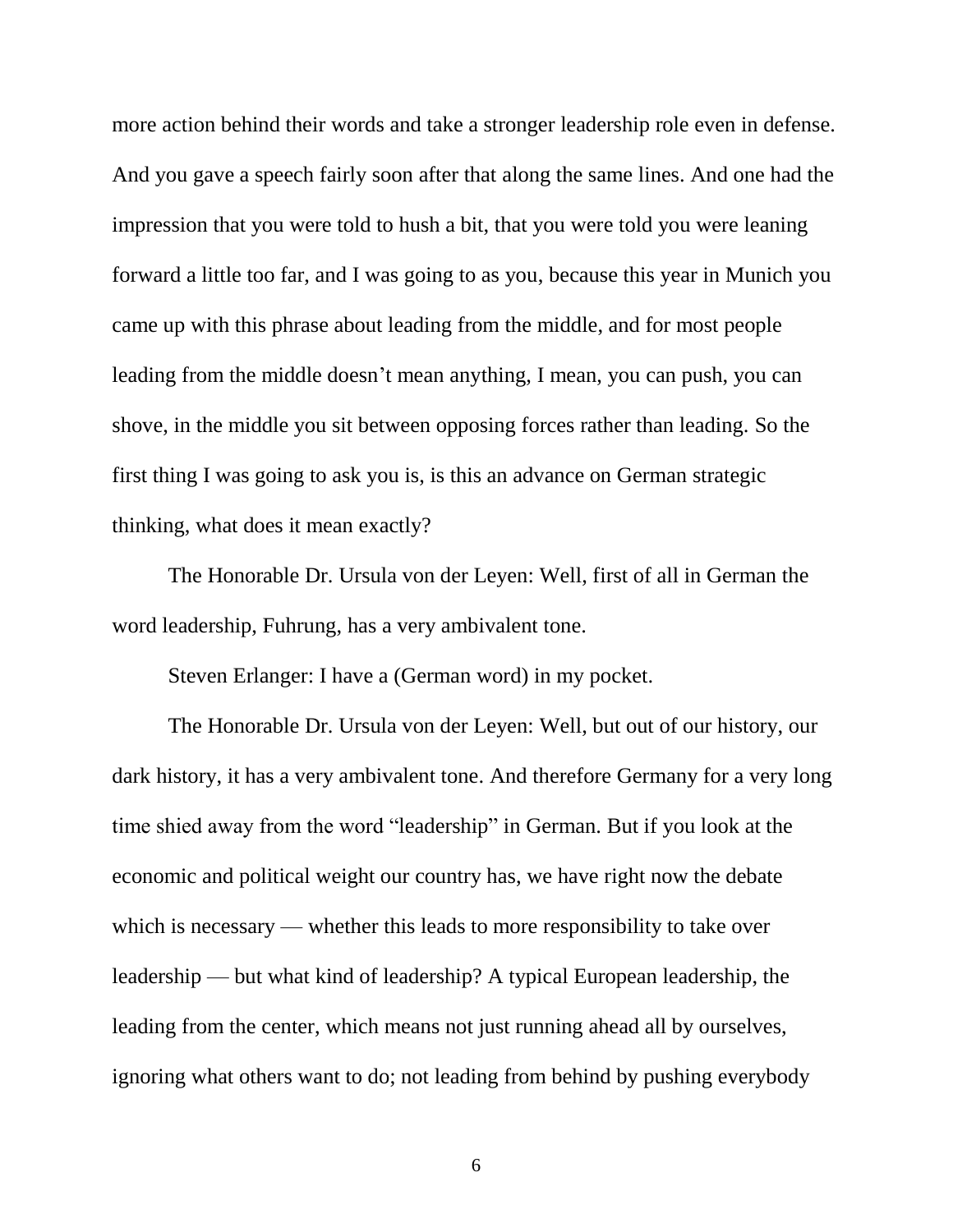more action behind their words and take a stronger leadership role even in defense. And you gave a speech fairly soon after that along the same lines. And one had the impression that you were told to hush a bit, that you were told you were leaning forward a little too far, and I was going to as you, because this year in Munich you came up with this phrase about leading from the middle, and for most people leading from the middle doesn't mean anything, I mean, you can push, you can shove, in the middle you sit between opposing forces rather than leading. So the first thing I was going to ask you is, is this an advance on German strategic thinking, what does it mean exactly?

The Honorable Dr. Ursula von der Leyen: Well, first of all in German the word leadership, Fuhrung, has a very ambivalent tone.

Steven Erlanger: I have a (German word) in my pocket.

The Honorable Dr. Ursula von der Leyen: Well, but out of our history, our dark history, it has a very ambivalent tone. And therefore Germany for a very long time shied away from the word "leadership" in German. But if you look at the economic and political weight our country has, we have right now the debate which is necessary — whether this leads to more responsibility to take over leadership — but what kind of leadership? A typical European leadership, the leading from the center, which means not just running ahead all by ourselves, ignoring what others want to do; not leading from behind by pushing everybody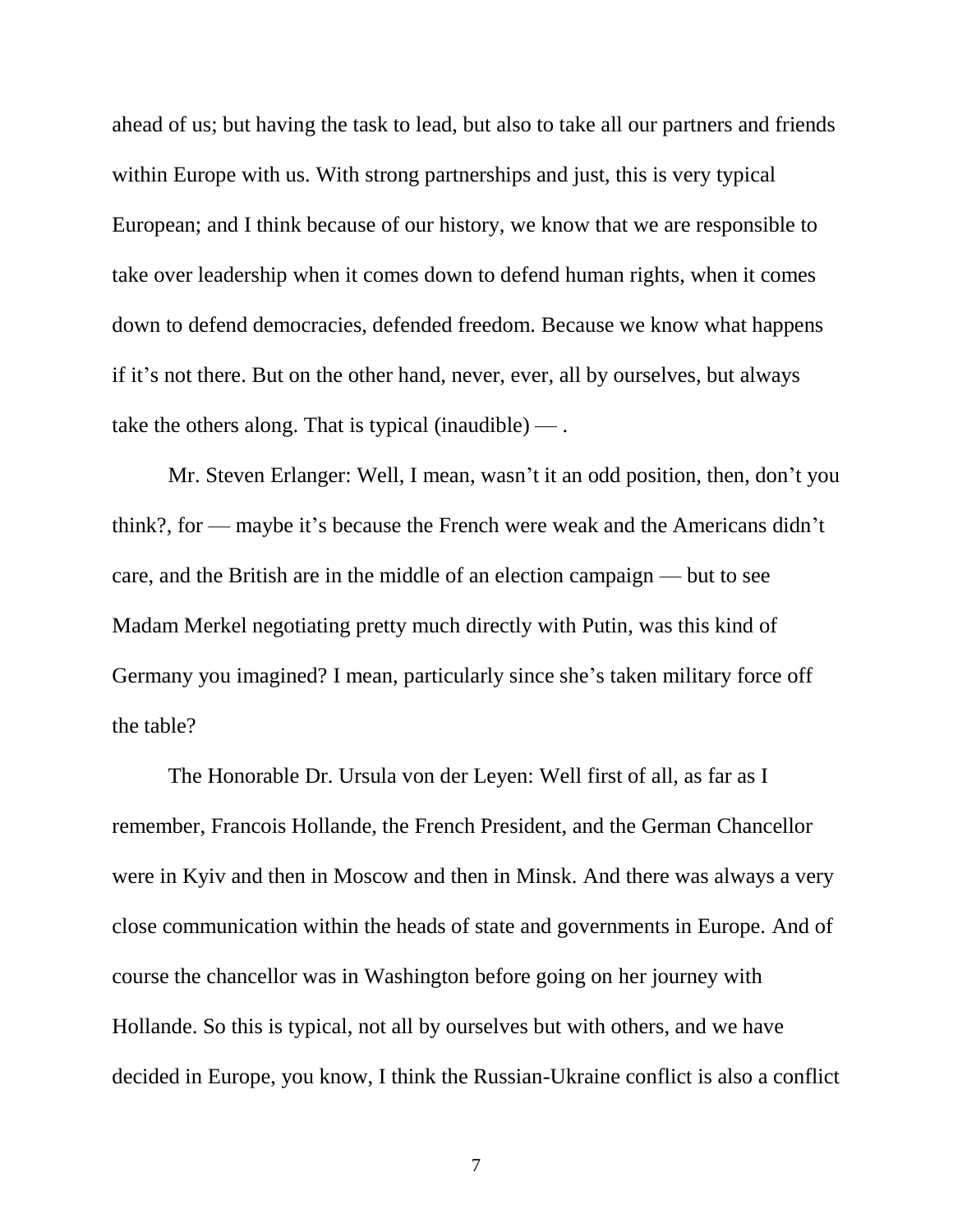ahead of us; but having the task to lead, but also to take all our partners and friends within Europe with us. With strong partnerships and just, this is very typical European; and I think because of our history, we know that we are responsible to take over leadership when it comes down to defend human rights, when it comes down to defend democracies, defended freedom. Because we know what happens if it's not there. But on the other hand, never, ever, all by ourselves, but always take the others along. That is typical (inaudible) — .

Mr. Steven Erlanger: Well, I mean, wasn't it an odd position, then, don't you think?, for — maybe it's because the French were weak and the Americans didn't care, and the British are in the middle of an election campaign — but to see Madam Merkel negotiating pretty much directly with Putin, was this kind of Germany you imagined? I mean, particularly since she's taken military force off the table?

The Honorable Dr. Ursula von der Leyen: Well first of all, as far as I remember, Francois Hollande, the French President, and the German Chancellor were in Kyiv and then in Moscow and then in Minsk. And there was always a very close communication within the heads of state and governments in Europe. And of course the chancellor was in Washington before going on her journey with Hollande. So this is typical, not all by ourselves but with others, and we have decided in Europe, you know, I think the Russian-Ukraine conflict is also a conflict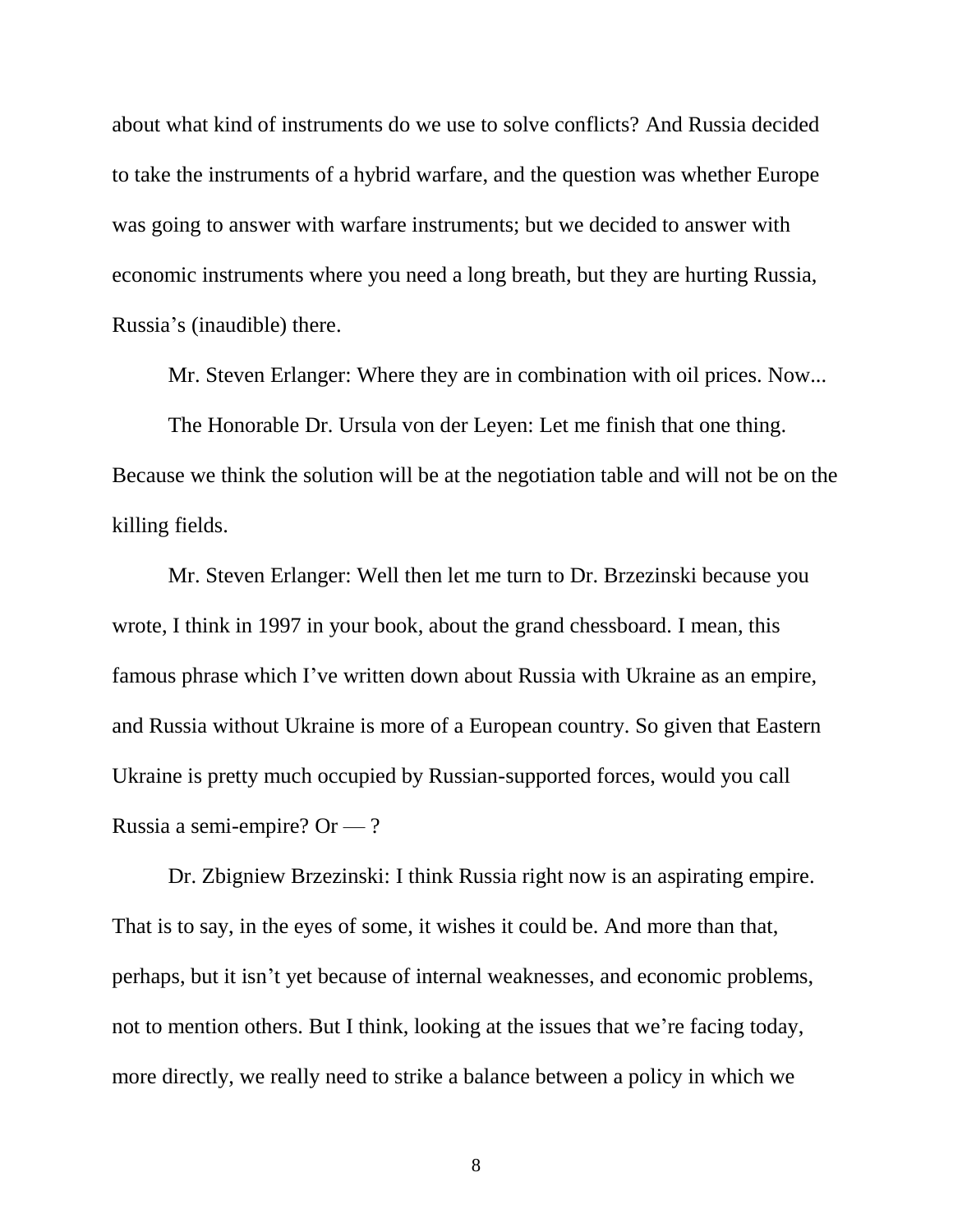about what kind of instruments do we use to solve conflicts? And Russia decided to take the instruments of a hybrid warfare, and the question was whether Europe was going to answer with warfare instruments; but we decided to answer with economic instruments where you need a long breath, but they are hurting Russia, Russia's (inaudible) there.

Mr. Steven Erlanger: Where they are in combination with oil prices. Now...

The Honorable Dr. Ursula von der Leyen: Let me finish that one thing. Because we think the solution will be at the negotiation table and will not be on the killing fields.

Mr. Steven Erlanger: Well then let me turn to Dr. Brzezinski because you wrote, I think in 1997 in your book, about the grand chessboard. I mean, this famous phrase which I've written down about Russia with Ukraine as an empire, and Russia without Ukraine is more of a European country. So given that Eastern Ukraine is pretty much occupied by Russian-supported forces, would you call Russia a semi-empire? Or — ?

Dr. Zbigniew Brzezinski: I think Russia right now is an aspirating empire. That is to say, in the eyes of some, it wishes it could be. And more than that, perhaps, but it isn't yet because of internal weaknesses, and economic problems, not to mention others. But I think, looking at the issues that we're facing today, more directly, we really need to strike a balance between a policy in which we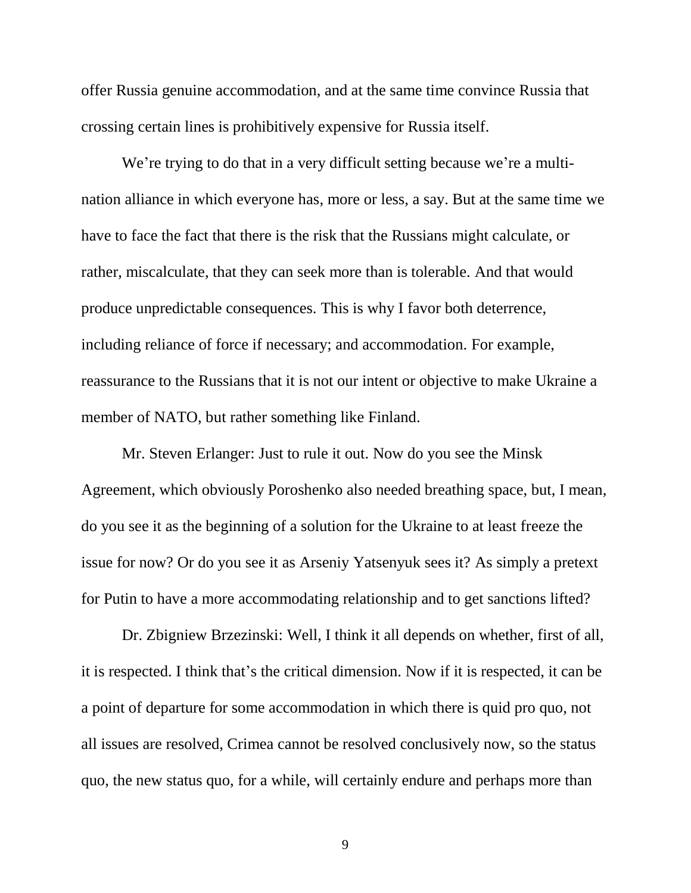offer Russia genuine accommodation, and at the same time convince Russia that crossing certain lines is prohibitively expensive for Russia itself.

We're trying to do that in a very difficult setting because we're a multi-nation alliance in which everyone has, more or less, a say. But at the same time we have to face the fact that there is the risk that the Russians might calculate, or rather, miscalculate, that they can seek more than is tolerable. And that would produce unpredictable consequences. This is why I favor both deterrence, including reliance of force if necessary; and accommodation. For example, reassurance to the Russians that it is not our intent or objective to make Ukraine a member of NATO, but rather something like Finland.

Mr. Steven Erlanger: Just to rule it out. Now do you see the Minsk Agreement, which obviously Poroshenko also needed breathing space, but, I mean, do you see it as the beginning of a solution for the Ukraine to at least freeze the issue for now? Or do you see it as Arseniy Yatsenyuk sees it? As simply a pretext for Putin to have a more accommodating relationship and to get sanctions lifted?

Dr. Zbigniew Brzezinski: Well, I think it all depends on whether, first of all, it is respected. I think that's the critical dimension. Now if it is respected, it can be a point of departure for some accommodation in which there is quid pro quo, not all issues are resolved, Crimea cannot be resolved conclusively now, so the status quo, the new status quo, for a while, will certainly endure and perhaps more than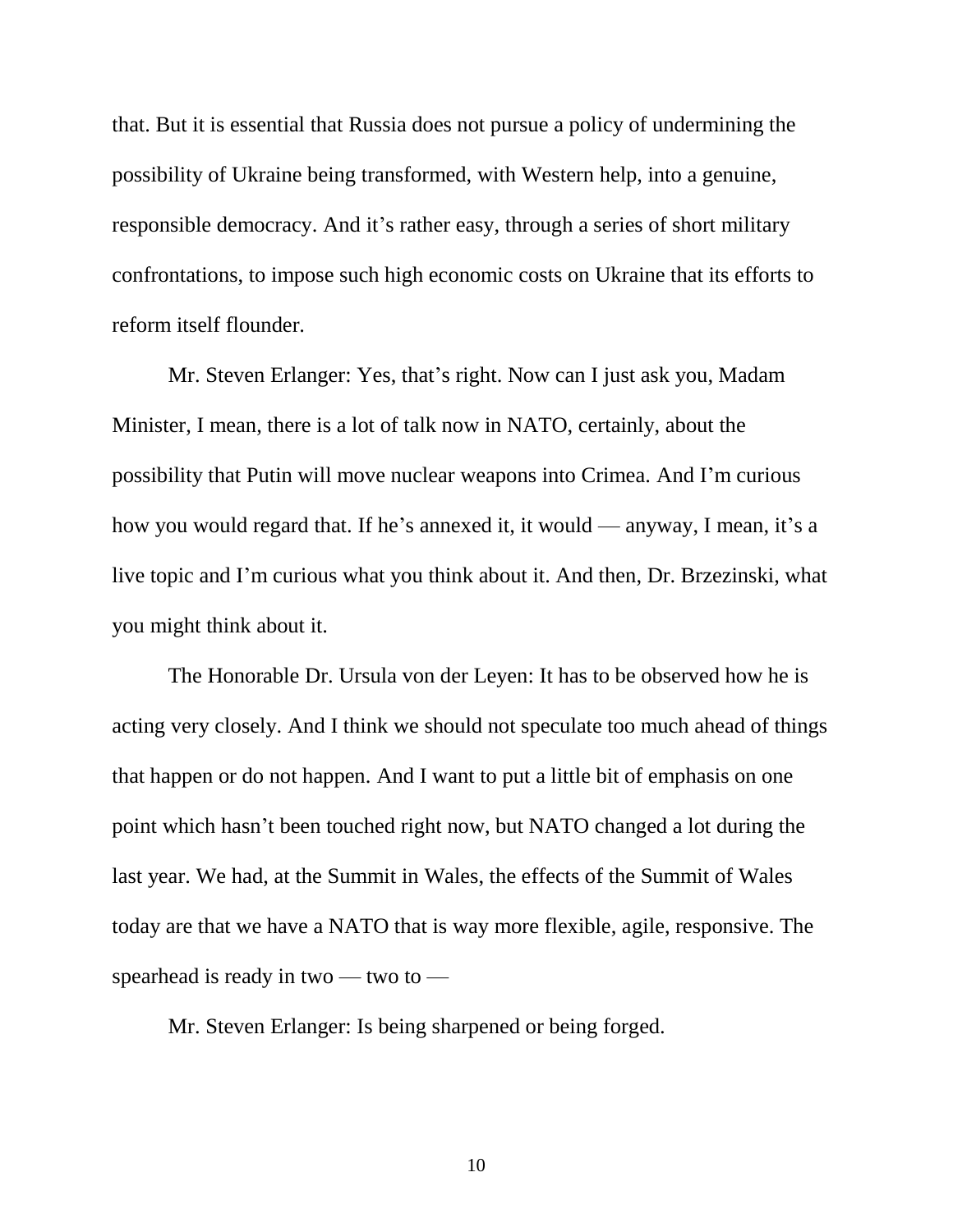that. But it is essential that Russia does not pursue a policy of undermining the possibility of Ukraine being transformed, with Western help, into a genuine, responsible democracy. And it's rather easy, through a series of short military confrontations, to impose such high economic costs on Ukraine that its efforts to reform itself flounder.

Mr. Steven Erlanger: Yes, that's right. Now can I just ask you, Madam Minister, I mean, there is a lot of talk now in NATO, certainly, about the possibility that Putin will move nuclear weapons into Crimea. And I'm curious how you would regard that. If he's annexed it, it would — anyway, I mean, it's a live topic and I'm curious what you think about it. And then, Dr. Brzezinski, what you might think about it.

The Honorable Dr. Ursula von der Leyen: It has to be observed how he is acting very closely. And I think we should not speculate too much ahead of things that happen or do not happen. And I want to put a little bit of emphasis on one point which hasn't been touched right now, but NATO changed a lot during the last year. We had, at the Summit in Wales, the effects of the Summit of Wales today are that we have a NATO that is way more flexible, agile, responsive. The spearhead is ready in two — two to —

Mr. Steven Erlanger: Is being sharpened or being forged.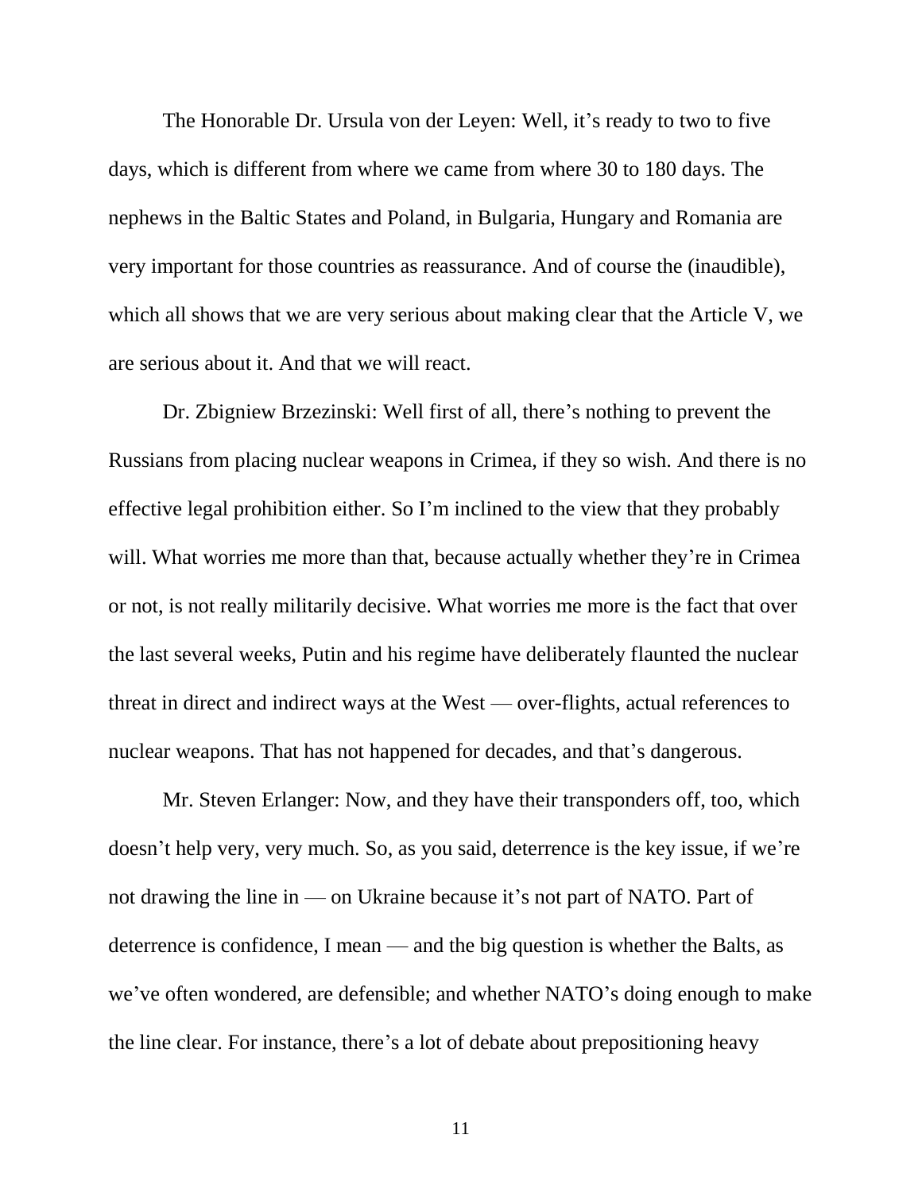The Honorable Dr. Ursula von der Leyen: Well, it's ready to two to five days, which is different from where we came from where 30 to 180 days. The nephews in the Baltic States and Poland, in Bulgaria, Hungary and Romania are very important for those countries as reassurance. And of course the (inaudible), which all shows that we are very serious about making clear that the Article V, we are serious about it. And that we will react.

Dr. Zbigniew Brzezinski: Well first of all, there's nothing to prevent the Russians from placing nuclear weapons in Crimea, if they so wish. And there is no effective legal prohibition either. So I'm inclined to the view that they probably will. What worries me more than that, because actually whether they're in Crimea or not, is not really militarily decisive. What worries me more is the fact that over the last several weeks, Putin and his regime have deliberately flaunted the nuclear threat in direct and indirect ways at the West — over-flights, actual references to nuclear weapons. That has not happened for decades, and that's dangerous.

Mr. Steven Erlanger: Now, and they have their transponders off, too, which doesn't help very, very much. So, as you said, deterrence is the key issue, if we're not drawing the line in — on Ukraine because it's not part of NATO. Part of deterrence is confidence, I mean — and the big question is whether the Balts, as we've often wondered, are defensible; and whether NATO's doing enough to make the line clear. For instance, there's a lot of debate about prepositioning heavy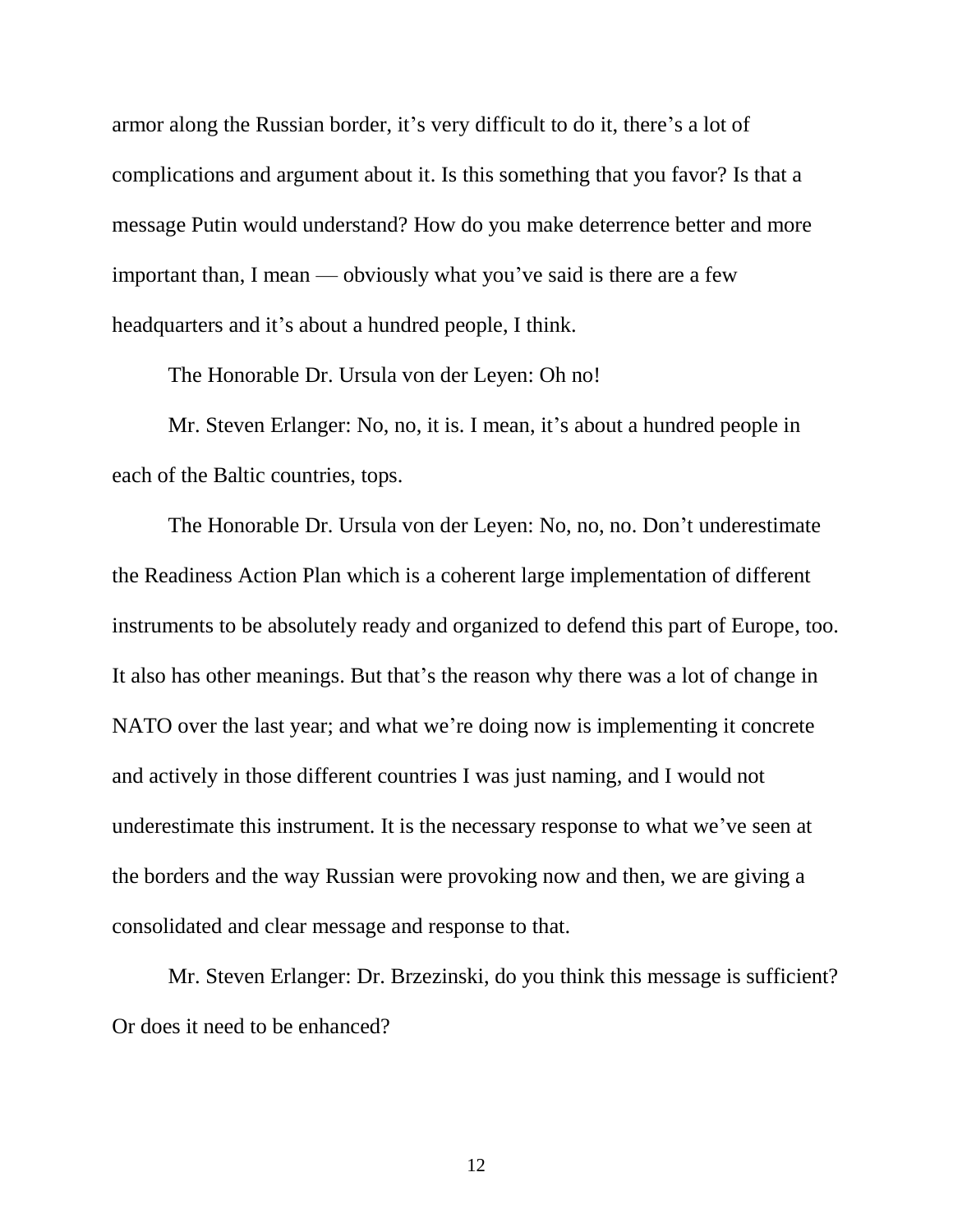armor along the Russian border, it's very difficult to do it, there's a lot of complications and argument about it. Is this something that you favor? Is that a message Putin would understand? How do you make deterrence better and more important than, I mean — obviously what you've said is there are a few headquarters and it's about a hundred people, I think.

The Honorable Dr. Ursula von der Leyen: Oh no!

Mr. Steven Erlanger: No, no, it is. I mean, it's about a hundred people in each of the Baltic countries, tops.

The Honorable Dr. Ursula von der Leyen: No, no, no. Don't underestimate the Readiness Action Plan which is a coherent large implementation of different instruments to be absolutely ready and organized to defend this part of Europe, too. It also has other meanings. But that's the reason why there was a lot of change in NATO over the last year; and what we're doing now is implementing it concrete and actively in those different countries I was just naming, and I would not underestimate this instrument. It is the necessary response to what we've seen at the borders and the way Russian were provoking now and then, we are giving a consolidated and clear message and response to that.

Mr. Steven Erlanger: Dr. Brzezinski, do you think this message is sufficient? Or does it need to be enhanced?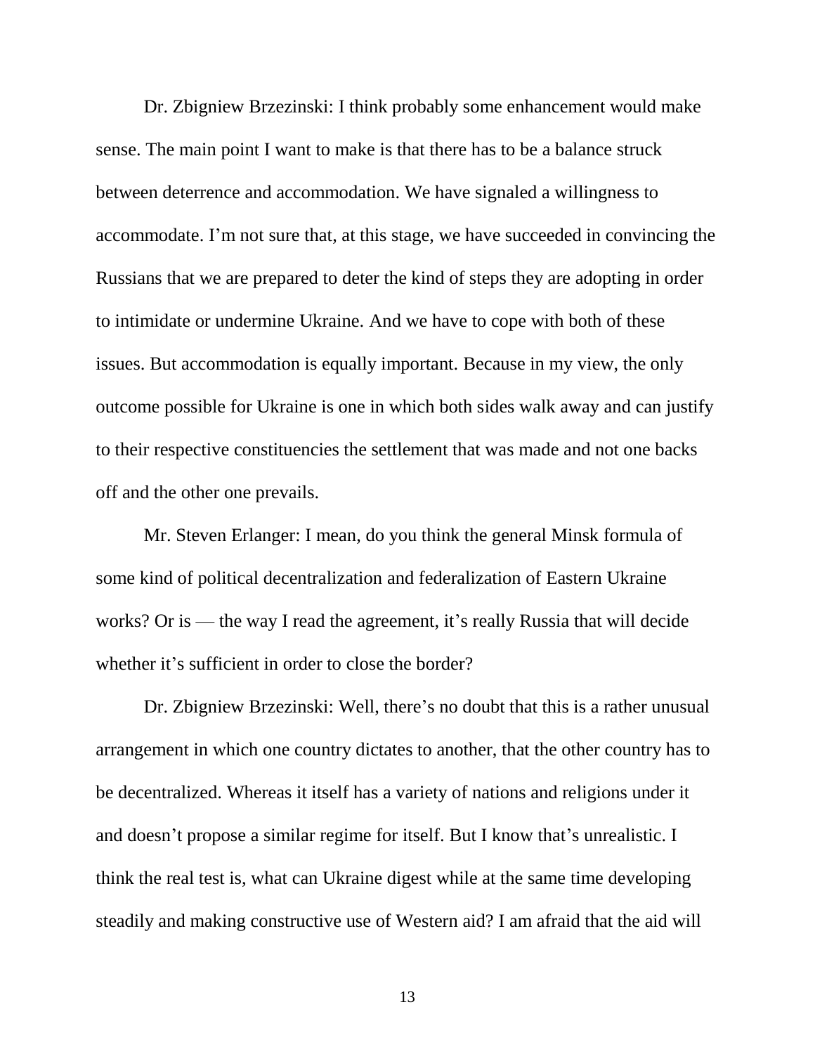Dr. Zbigniew Brzezinski: I think probably some enhancement would make sense. The main point I want to make is that there has to be a balance struck between deterrence and accommodation. We have signaled a willingness to accommodate. I'm not sure that, at this stage, we have succeeded in convincing the Russians that we are prepared to deter the kind of steps they are adopting in order to intimidate or undermine Ukraine. And we have to cope with both of these issues. But accommodation is equally important. Because in my view, the only outcome possible for Ukraine is one in which both sides walk away and can justify to their respective constituencies the settlement that was made and not one backs off and the other one prevails.

Mr. Steven Erlanger: I mean, do you think the general Minsk formula of some kind of political decentralization and federalization of Eastern Ukraine works? Or is — the way I read the agreement, it's really Russia that will decide whether it's sufficient in order to close the border?

Dr. Zbigniew Brzezinski: Well, there's no doubt that this is a rather unusual arrangement in which one country dictates to another, that the other country has to be decentralized. Whereas it itself has a variety of nations and religions under it and doesn't propose a similar regime for itself. But I know that's unrealistic. I think the real test is, what can Ukraine digest while at the same time developing steadily and making constructive use of Western aid? I am afraid that the aid will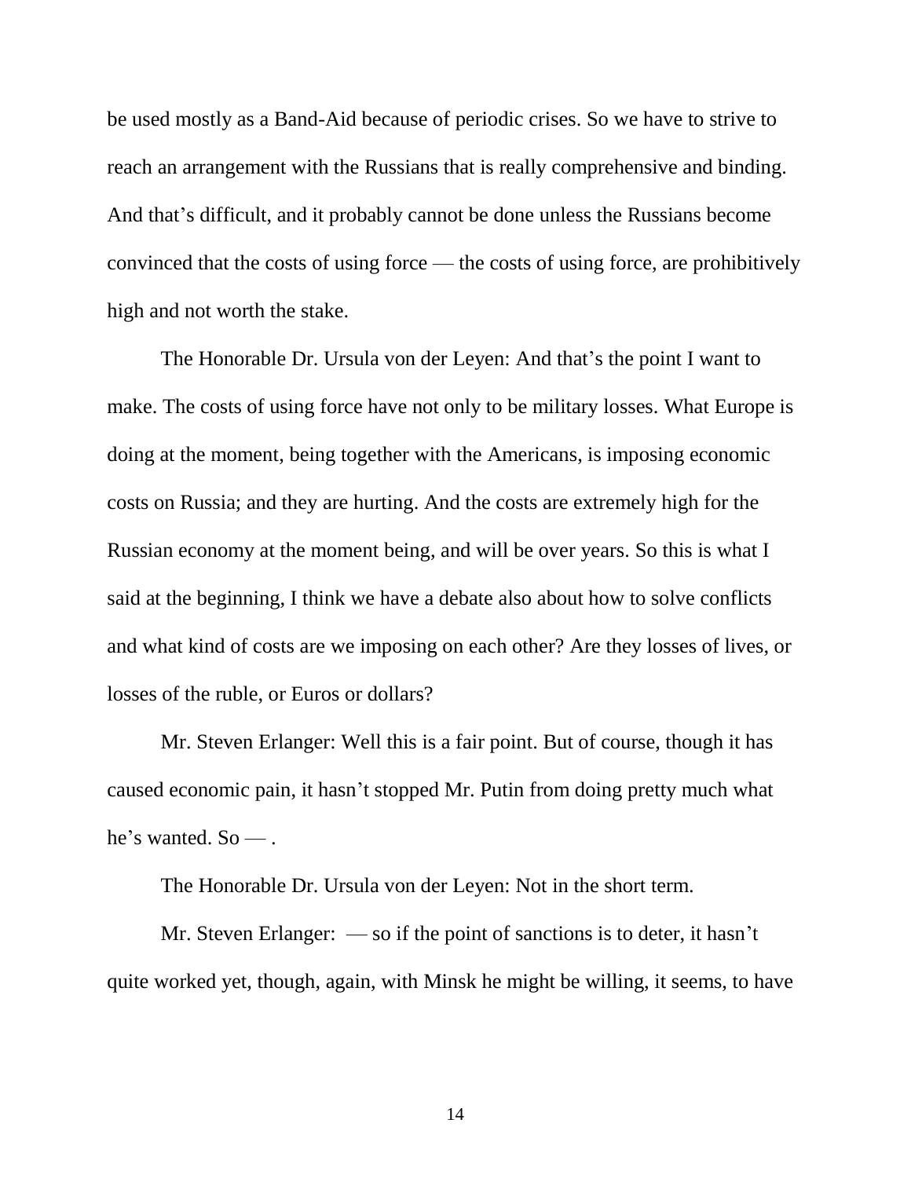be used mostly as a Band-Aid because of periodic crises. So we have to strive to reach an arrangement with the Russians that is really comprehensive and binding. And that's difficult, and it probably cannot be done unless the Russians become convinced that the costs of using force — the costs of using force, are prohibitively high and not worth the stake.

The Honorable Dr. Ursula von der Leyen: And that's the point I want to make. The costs of using force have not only to be military losses. What Europe is doing at the moment, being together with the Americans, is imposing economic costs on Russia; and they are hurting. And the costs are extremely high for the Russian economy at the moment being, and will be over years. So this is what I said at the beginning, I think we have a debate also about how to solve conflicts and what kind of costs are we imposing on each other? Are they losses of lives, or losses of the ruble, or Euros or dollars?

Mr. Steven Erlanger: Well this is a fair point. But of course, though it has caused economic pain, it hasn't stopped Mr. Putin from doing pretty much what he's wanted. So — .

The Honorable Dr. Ursula von der Leyen: Not in the short term.

Mr. Steven Erlanger: — so if the point of sanctions is to deter, it hasn't quite worked yet, though, again, with Minsk he might be willing, it seems, to have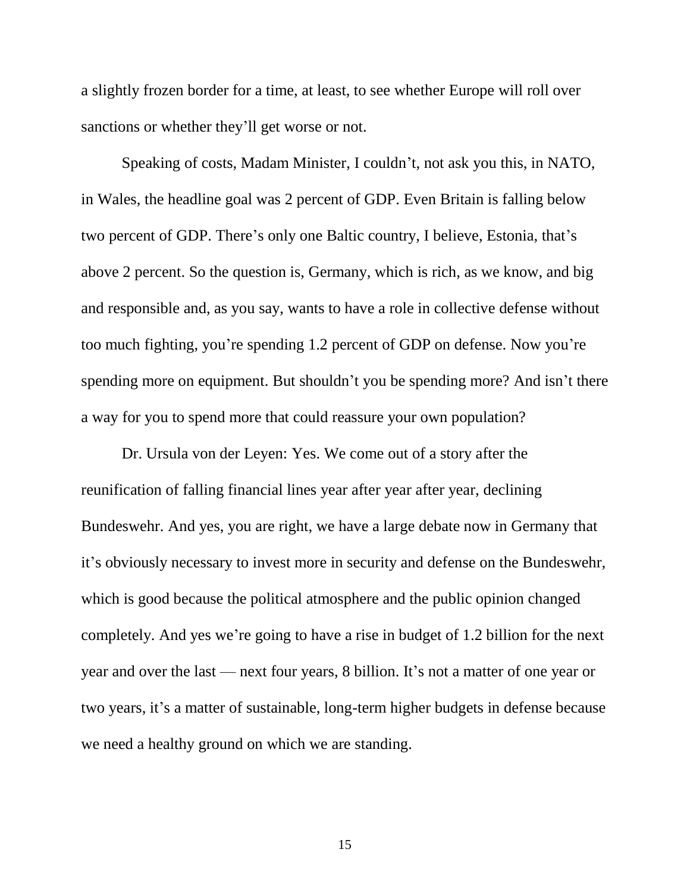a slightly frozen border for a time, at least, to see whether Europe will roll over sanctions or whether they'll get worse or not.

Speaking of costs, Madam Minister, I couldn't, not ask you this, in NATO, in Wales, the headline goal was 2 percent of GDP. Even Britain is falling below two percent of GDP. There's only one Baltic country, I believe, Estonia, that's above 2 percent. So the question is, Germany, which is rich, as we know, and big and responsible and, as you say, wants to have a role in collective defense without too much fighting, you're spending 1.2 percent of GDP on defense. Now you're spending more on equipment. But shouldn't you be spending more? And isn't there a way for you to spend more that could reassure your own population?

Dr. Ursula von der Leyen: Yes. We come out of a story after the reunification of falling financial lines year after year after year, declining Bundeswehr. And yes, you are right, we have a large debate now in Germany that it's obviously necessary to invest more in security and defense on the Bundeswehr, which is good because the political atmosphere and the public opinion changed completely. And yes we're going to have a rise in budget of 1.2 billion for the next year and over the last — next four years, 8 billion. It's not a matter of one year or two years, it's a matter of sustainable, long-term higher budgets in defense because we need a healthy ground on which we are standing.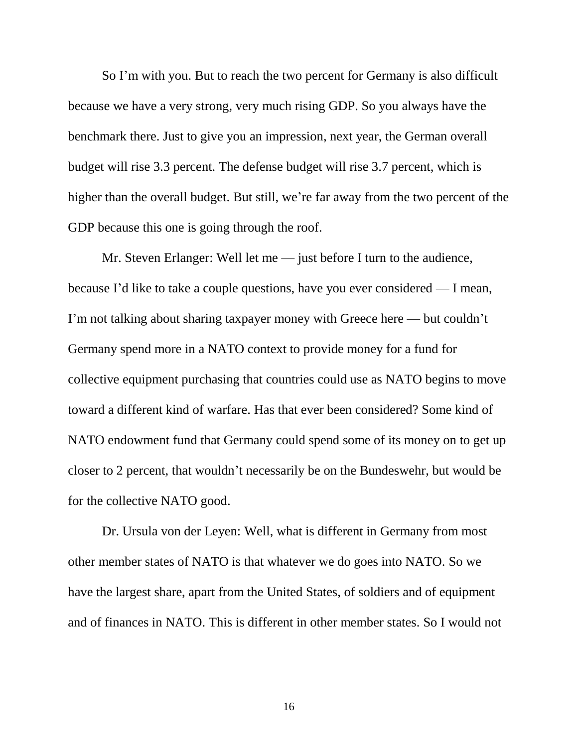So I'm with you. But to reach the two percent for Germany is also difficult because we have a very strong, very much rising GDP. So you always have the benchmark there. Just to give you an impression, next year, the German overall budget will rise 3.3 percent. The defense budget will rise 3.7 percent, which is higher than the overall budget. But still, we're far away from the two percent of the GDP because this one is going through the roof.

Mr. Steven Erlanger: Well let me — just before I turn to the audience, because I'd like to take a couple questions, have you ever considered — I mean, I'm not talking about sharing taxpayer money with Greece here — but couldn't Germany spend more in a NATO context to provide money for a fund for collective equipment purchasing that countries could use as NATO begins to move toward a different kind of warfare. Has that ever been considered? Some kind of NATO endowment fund that Germany could spend some of its money on to get up closer to 2 percent, that wouldn't necessarily be on the Bundeswehr, but would be for the collective NATO good.

Dr. Ursula von der Leyen: Well, what is different in Germany from most other member states of NATO is that whatever we do goes into NATO. So we have the largest share, apart from the United States, of soldiers and of equipment and of finances in NATO. This is different in other member states. So I would not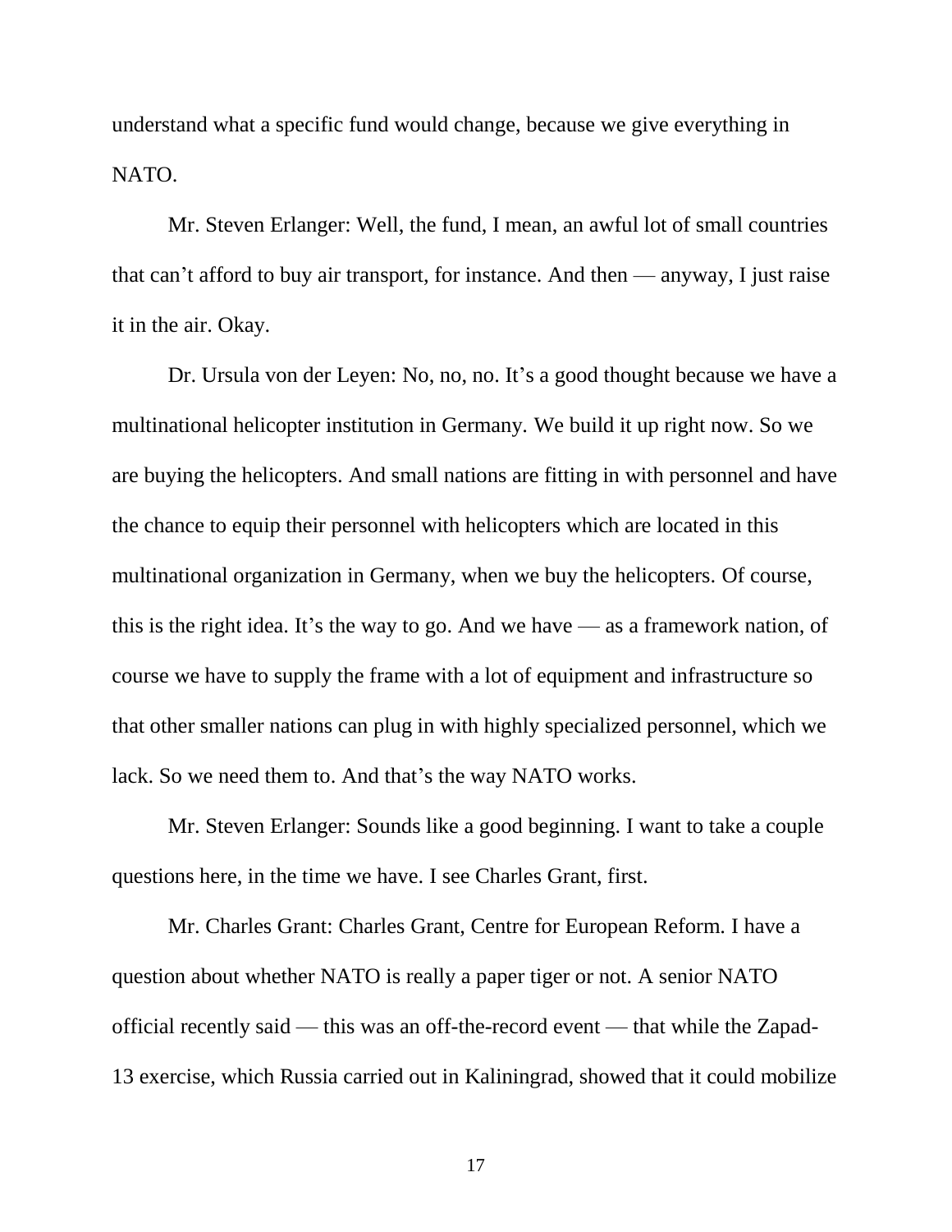understand what a specific fund would change, because we give everything in NATO.

Mr. Steven Erlanger: Well, the fund, I mean, an awful lot of small countries that can't afford to buy air transport, for instance. And then — anyway, I just raise it in the air. Okay.

Dr. Ursula von der Leyen: No, no, no. It's a good thought because we have a multinational helicopter institution in Germany. We build it up right now. So we are buying the helicopters. And small nations are fitting in with personnel and have the chance to equip their personnel with helicopters which are located in this multinational organization in Germany, when we buy the helicopters. Of course, this is the right idea. It's the way to go. And we have — as a framework nation, of course we have to supply the frame with a lot of equipment and infrastructure so that other smaller nations can plug in with highly specialized personnel, which we lack. So we need them to. And that's the way NATO works.

Mr. Steven Erlanger: Sounds like a good beginning. I want to take a couple questions here, in the time we have. I see Charles Grant, first.

Mr. Charles Grant: Charles Grant, Centre for European Reform. I have a question about whether NATO is really a paper tiger or not. A senior NATO official recently said — this was an off-the-record event — that while the Zapad-13 exercise, which Russia carried out in Kaliningrad, showed that it could mobilize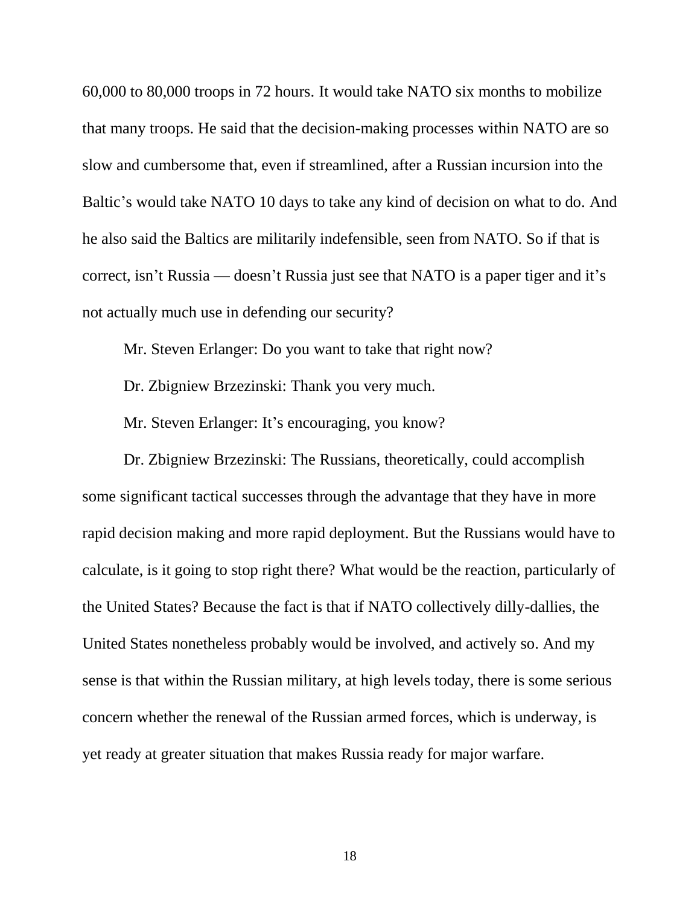60,000 to 80,000 troops in 72 hours. It would take NATO six months to mobilize that many troops. He said that the decision-making processes within NATO are so slow and cumbersome that, even if streamlined, after a Russian incursion into the Baltic's would take NATO 10 days to take any kind of decision on what to do. And he also said the Baltics are militarily indefensible, seen from NATO. So if that is correct, isn't Russia — doesn't Russia just see that NATO is a paper tiger and it's not actually much use in defending our security?

Mr. Steven Erlanger: Do you want to take that right now?

Dr. Zbigniew Brzezinski: Thank you very much.

Mr. Steven Erlanger: It's encouraging, you know?

Dr. Zbigniew Brzezinski: The Russians, theoretically, could accomplish some significant tactical successes through the advantage that they have in more rapid decision making and more rapid deployment. But the Russians would have to calculate, is it going to stop right there? What would be the reaction, particularly of the United States? Because the fact is that if NATO collectively dilly-dallies, the United States nonetheless probably would be involved, and actively so. And my sense is that within the Russian military, at high levels today, there is some serious concern whether the renewal of the Russian armed forces, which is underway, is yet ready at greater situation that makes Russia ready for major warfare.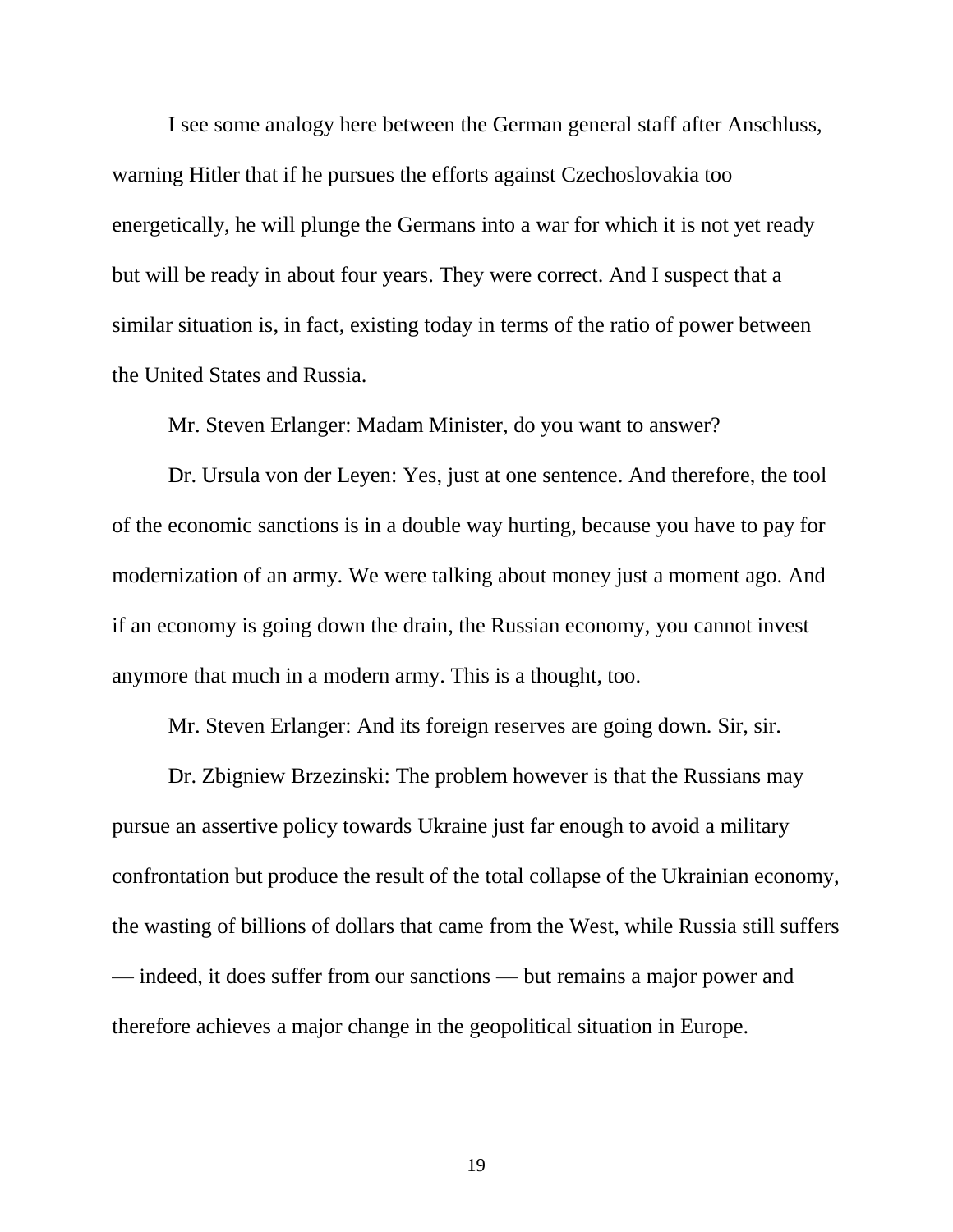I see some analogy here between the German general staff after Anschluss, warning Hitler that if he pursues the efforts against Czechoslovakia too energetically, he will plunge the Germans into a war for which it is not yet ready but will be ready in about four years. They were correct. And I suspect that a similar situation is, in fact, existing today in terms of the ratio of power between the United States and Russia.

Mr. Steven Erlanger: Madam Minister, do you want to answer?

Dr. Ursula von der Leyen: Yes, just at one sentence. And therefore, the tool of the economic sanctions is in a double way hurting, because you have to pay for modernization of an army. We were talking about money just a moment ago. And if an economy is going down the drain, the Russian economy, you cannot invest anymore that much in a modern army. This is a thought, too.

Mr. Steven Erlanger: And its foreign reserves are going down. Sir, sir.

Dr. Zbigniew Brzezinski: The problem however is that the Russians may pursue an assertive policy towards Ukraine just far enough to avoid a military confrontation but produce the result of the total collapse of the Ukrainian economy, the wasting of billions of dollars that came from the West, while Russia still suffers — indeed, it does suffer from our sanctions — but remains a major power and therefore achieves a major change in the geopolitical situation in Europe.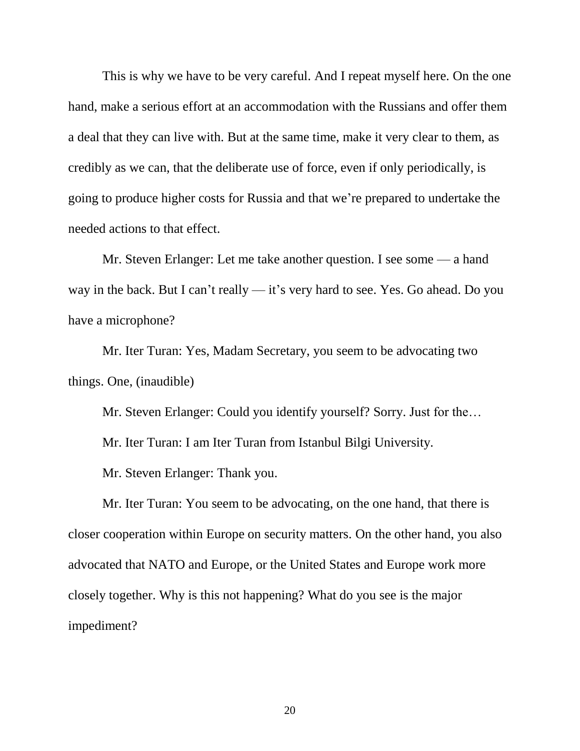This is why we have to be very careful. And I repeat myself here. On the one hand, make a serious effort at an accommodation with the Russians and offer them a deal that they can live with. But at the same time, make it very clear to them, as credibly as we can, that the deliberate use of force, even if only periodically, is going to produce higher costs for Russia and that we're prepared to undertake the needed actions to that effect.

Mr. Steven Erlanger: Let me take another question. I see some — a hand way in the back. But I can't really — it's very hard to see. Yes. Go ahead. Do you have a microphone?

Mr. Iter Turan: Yes, Madam Secretary, you seem to be advocating two things. One, (inaudible)

Mr. Steven Erlanger: Could you identify yourself? Sorry. Just for the…

Mr. Iter Turan: I am Iter Turan from Istanbul Bilgi University.

Mr. Steven Erlanger: Thank you.

Mr. Iter Turan: You seem to be advocating, on the one hand, that there is closer cooperation within Europe on security matters. On the other hand, you also advocated that NATO and Europe, or the United States and Europe work more closely together. Why is this not happening? What do you see is the major impediment?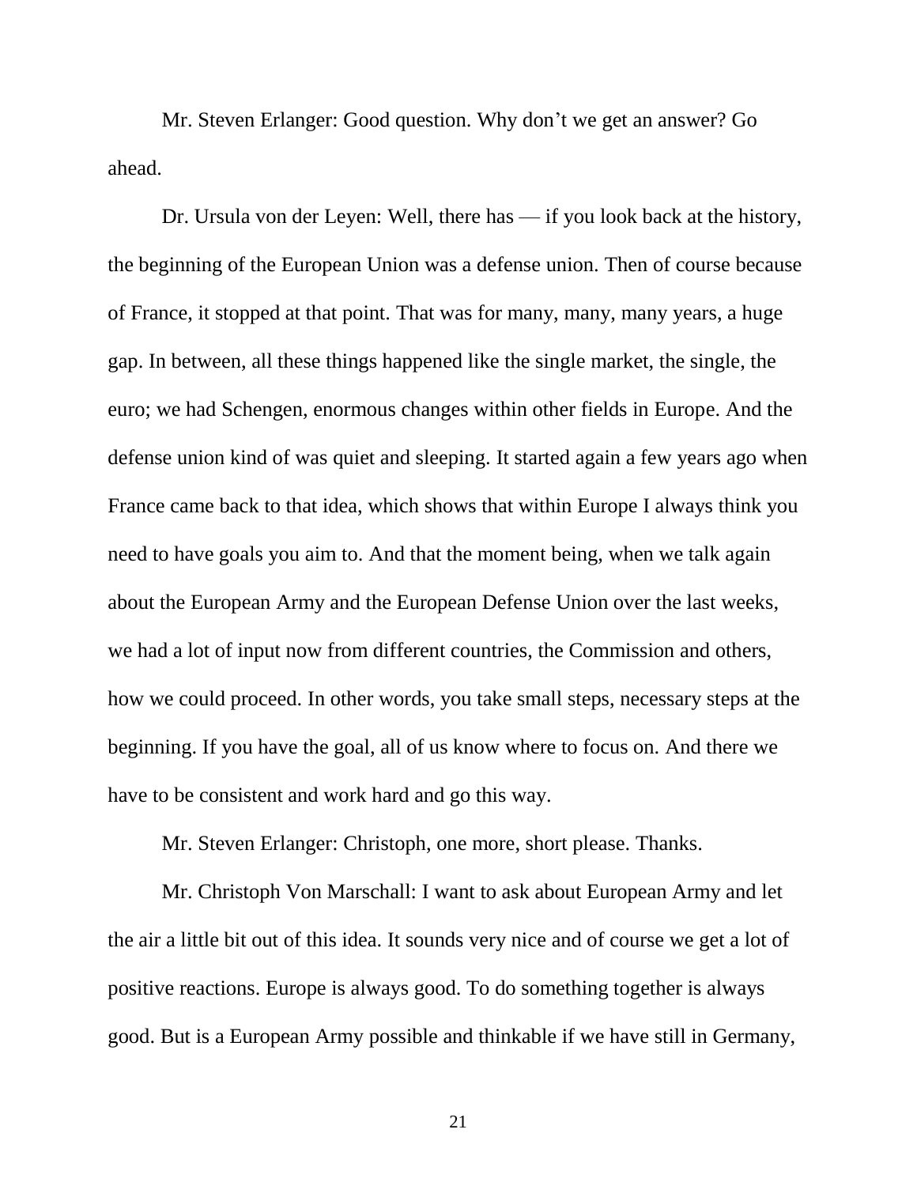Mr. Steven Erlanger: Good question. Why don't we get an answer? Go ahead.

Dr. Ursula von der Leyen: Well, there has — if you look back at the history, the beginning of the European Union was a defense union. Then of course because of France, it stopped at that point. That was for many, many, many years, a huge gap. In between, all these things happened like the single market, the single, the euro; we had Schengen, enormous changes within other fields in Europe. And the defense union kind of was quiet and sleeping. It started again a few years ago when France came back to that idea, which shows that within Europe I always think you need to have goals you aim to. And that the moment being, when we talk again about the European Army and the European Defense Union over the last weeks, we had a lot of input now from different countries, the Commission and others, how we could proceed. In other words, you take small steps, necessary steps at the beginning. If you have the goal, all of us know where to focus on. And there we have to be consistent and work hard and go this way.

Mr. Steven Erlanger: Christoph, one more, short please. Thanks.

Mr. Christoph Von Marschall: I want to ask about European Army and let the air a little bit out of this idea. It sounds very nice and of course we get a lot of positive reactions. Europe is always good. To do something together is always good. But is a European Army possible and thinkable if we have still in Germany,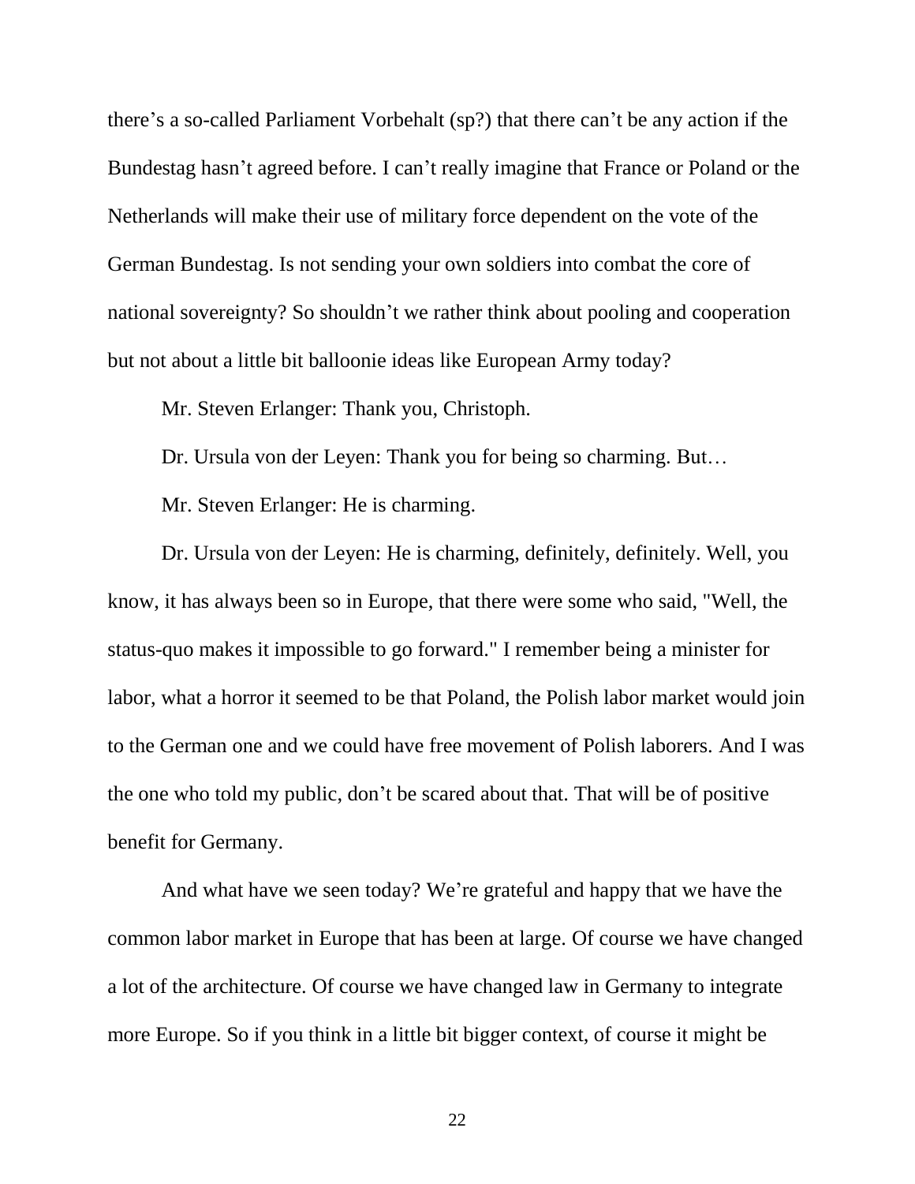there's a so-called Parliament Vorbehalt (sp?) that there can't be any action if the Bundestag hasn't agreed before. I can't really imagine that France or Poland or the Netherlands will make their use of military force dependent on the vote of the German Bundestag. Is not sending your own soldiers into combat the core of national sovereignty? So shouldn't we rather think about pooling and cooperation but not about a little bit balloonie ideas like European Army today?

Mr. Steven Erlanger: Thank you, Christoph.

Dr. Ursula von der Leyen: Thank you for being so charming. But…

Mr. Steven Erlanger: He is charming.

Dr. Ursula von der Leyen: He is charming, definitely, definitely. Well, you know, it has always been so in Europe, that there were some who said, "Well, the status-quo makes it impossible to go forward." I remember being a minister for labor, what a horror it seemed to be that Poland, the Polish labor market would join to the German one and we could have free movement of Polish laborers. And I was the one who told my public, don't be scared about that. That will be of positive benefit for Germany.

And what have we seen today? We're grateful and happy that we have the common labor market in Europe that has been at large. Of course we have changed a lot of the architecture. Of course we have changed law in Germany to integrate more Europe. So if you think in a little bit bigger context, of course it might be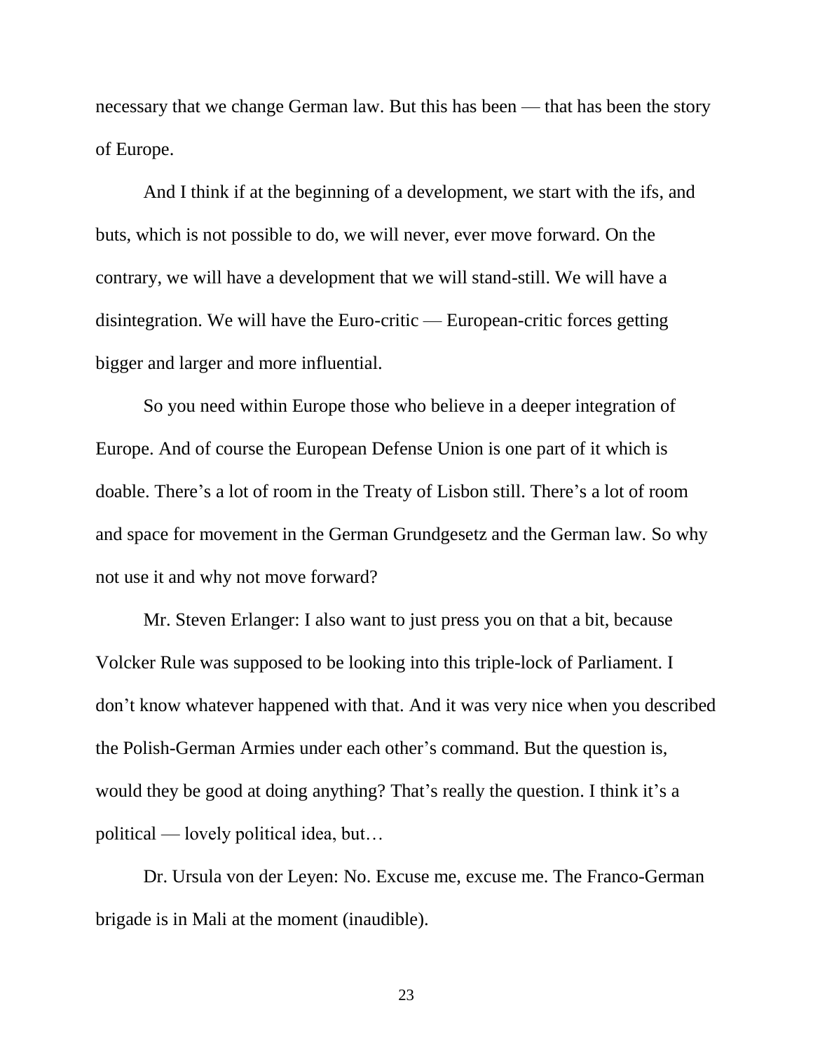necessary that we change German law. But this has been — that has been the story of Europe.

And I think if at the beginning of a development, we start with the ifs, and buts, which is not possible to do, we will never, ever move forward. On the contrary, we will have a development that we will stand-still. We will have a disintegration. We will have the Euro-critic — European-critic forces getting bigger and larger and more influential.

So you need within Europe those who believe in a deeper integration of Europe. And of course the European Defense Union is one part of it which is doable. There's a lot of room in the Treaty of Lisbon still. There's a lot of room and space for movement in the German Grundgesetz and the German law. So why not use it and why not move forward?

Mr. Steven Erlanger: I also want to just press you on that a bit, because Volcker Rule was supposed to be looking into this triple-lock of Parliament. I don't know whatever happened with that. And it was very nice when you described the Polish-German Armies under each other's command. But the question is, would they be good at doing anything? That's really the question. I think it's a political — lovely political idea, but…

Dr. Ursula von der Leyen: No. Excuse me, excuse me. The Franco-German brigade is in Mali at the moment (inaudible).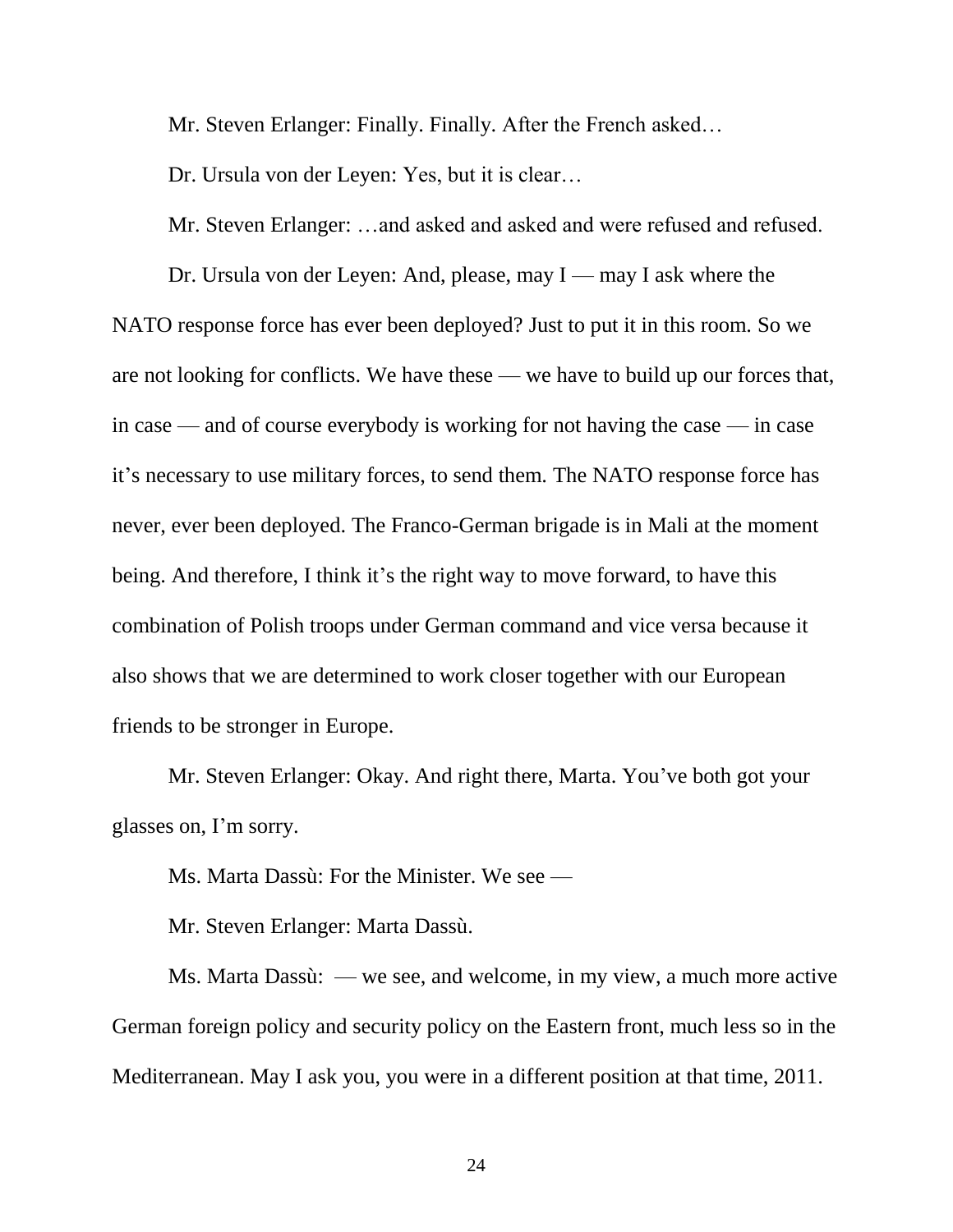Mr. Steven Erlanger: Finally. Finally. After the French asked…

Dr. Ursula von der Leyen: Yes, but it is clear…

Mr. Steven Erlanger: …and asked and asked and were refused and refused.

Dr. Ursula von der Leyen: And, please, may I — may I ask where the NATO response force has ever been deployed? Just to put it in this room. So we are not looking for conflicts. We have these — we have to build up our forces that, in case — and of course everybody is working for not having the case — in case it's necessary to use military forces, to send them. The NATO response force has never, ever been deployed. The Franco-German brigade is in Mali at the moment being. And therefore, I think it's the right way to move forward, to have this combination of Polish troops under German command and vice versa because it also shows that we are determined to work closer together with our European friends to be stronger in Europe.

Mr. Steven Erlanger: Okay. And right there, Marta. You've both got your glasses on, I'm sorry.

Ms. Marta Dassù: For the Minister. We see —

Mr. Steven Erlanger: Marta Dassù.

Ms. Marta Dassù: — we see, and welcome, in my view, a much more active German foreign policy and security policy on the Eastern front, much less so in the Mediterranean. May I ask you, you were in a different position at that time, 2011.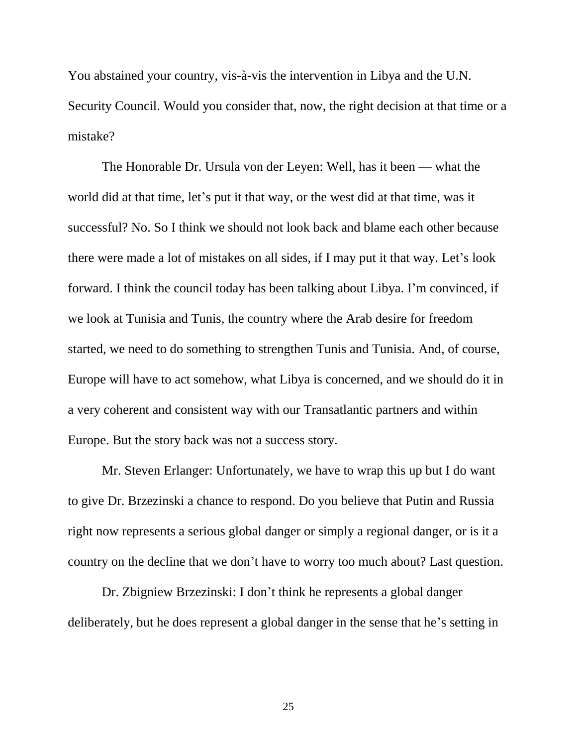You abstained your country, vis-à-vis the intervention in Libya and the U.N. Security Council. Would you consider that, now, the right decision at that time or a mistake?

The Honorable Dr. Ursula von der Leyen: Well, has it been — what the world did at that time, let's put it that way, or the west did at that time, was it successful? No. So I think we should not look back and blame each other because there were made a lot of mistakes on all sides, if I may put it that way. Let's look forward. I think the council today has been talking about Libya. I'm convinced, if we look at Tunisia and Tunis, the country where the Arab desire for freedom started, we need to do something to strengthen Tunis and Tunisia. And, of course, Europe will have to act somehow, what Libya is concerned, and we should do it in a very coherent and consistent way with our Transatlantic partners and within Europe. But the story back was not a success story.

Mr. Steven Erlanger: Unfortunately, we have to wrap this up but I do want to give Dr. Brzezinski a chance to respond. Do you believe that Putin and Russia right now represents a serious global danger or simply a regional danger, or is it a country on the decline that we don't have to worry too much about? Last question.

Dr. Zbigniew Brzezinski: I don't think he represents a global danger deliberately, but he does represent a global danger in the sense that he's setting in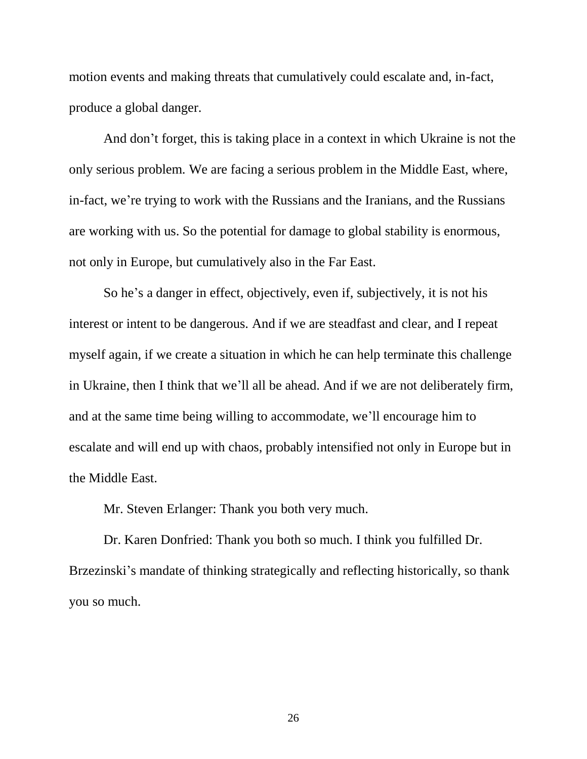motion events and making threats that cumulatively could escalate and, in-fact, produce a global danger.

And don't forget, this is taking place in a context in which Ukraine is not the only serious problem. We are facing a serious problem in the Middle East, where, in-fact, we're trying to work with the Russians and the Iranians, and the Russians are working with us. So the potential for damage to global stability is enormous, not only in Europe, but cumulatively also in the Far East.

So he's a danger in effect, objectively, even if, subjectively, it is not his interest or intent to be dangerous. And if we are steadfast and clear, and I repeat myself again, if we create a situation in which he can help terminate this challenge in Ukraine, then I think that we'll all be ahead. And if we are not deliberately firm, and at the same time being willing to accommodate, we'll encourage him to escalate and will end up with chaos, probably intensified not only in Europe but in the Middle East.

Mr. Steven Erlanger: Thank you both very much.

Dr. Karen Donfried: Thank you both so much. I think you fulfilled Dr. Brzezinski's mandate of thinking strategically and reflecting historically, so thank you so much.